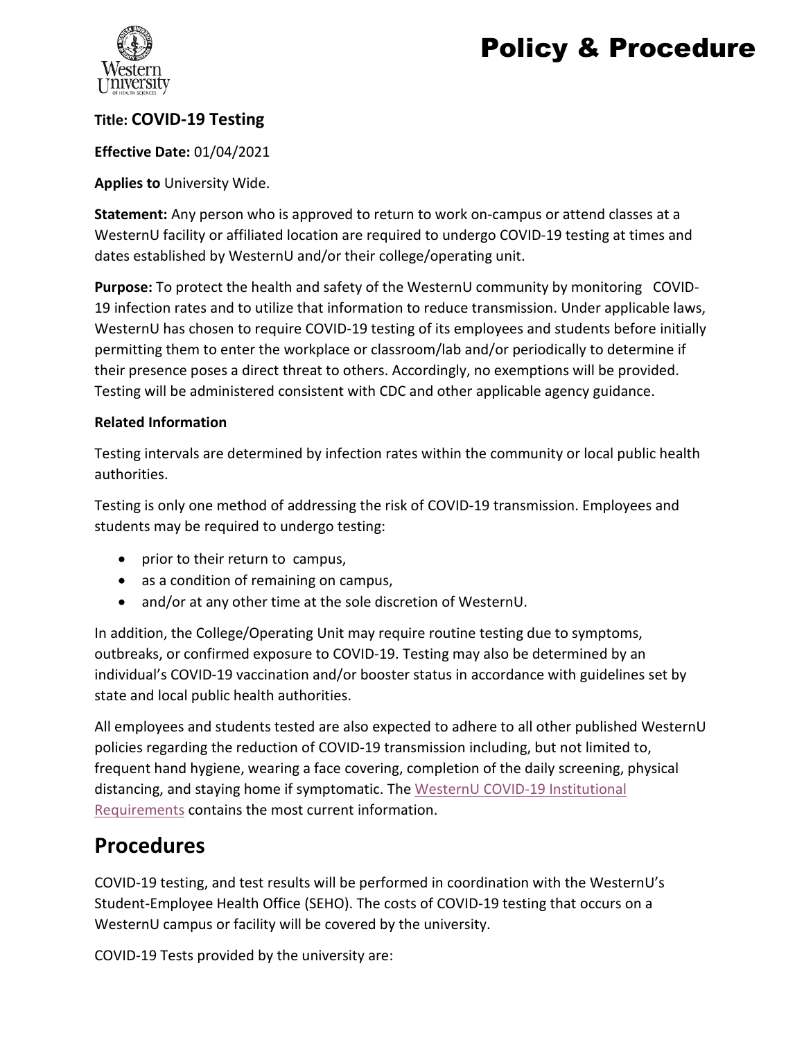# Policy & Procedure

**Title: COVID-19 Testing**

**Effective Date:** 01/04/2021

**Applies to** University Wide.

**Statement:** Any person who is approved to return to work on-campus or attend classes at a WesternU facility or affiliated location are required to undergo COVID-19 testing at times and dates established by WesternU and/or their college/operating unit.

**Purpose:** To protect the health and safety of the WesternU community by monitoring COVID-19 infection rates and to utilize that information to reduce transmission. Under applicable laws, WesternU has chosen to require COVID-19 testing of its employees and students before initially permitting them to enter the workplace or classroom/lab and/or periodically to determine if their presence poses a direct threat to others. Accordingly, no exemptions will be provided. Testing will be administered consistent with CDC and other applicable agency guidance.

**Related Information**

Testing intervals are determined by infection rates within the community or local public health authorities.

Testing is only one method of addressing the risk of COVID-19 transmission. Employees and students may be required to undergo testing:

- prior to their return to campus,
- as a condition of remaining on campus,
- and/or at any other time at the sole discretion of WesternU.

In addition, the College/Operating Unit may require routine testing due to symptoms, outbreaks, or confirmed exposure to COVID-19. Testing may also be determined by an individual's COVID-19 vaccination and/or booster status in accordance with guidelines set by state and local public health authorities.

All employees and students tested are also expected to adhere to all other published WesternU policies regarding the reduction of COVID-19 transmission including, but not limited to, frequent hand hygiene, wearing a face covering, completion of the daily screening, physical distancing, and staying home if symptomatic. The WesternU COVID-19 Institutional Requirements contains the most current information.

## Procedures

COVID-19 testing, and test results will be performed in coordination with the WesternU's Student-Employee Health Office (SEHO). The costs of COVID-19 testing that occurs on a WesternU campus or facility will be covered by the university.

COVID-19 Tests provided by the university are: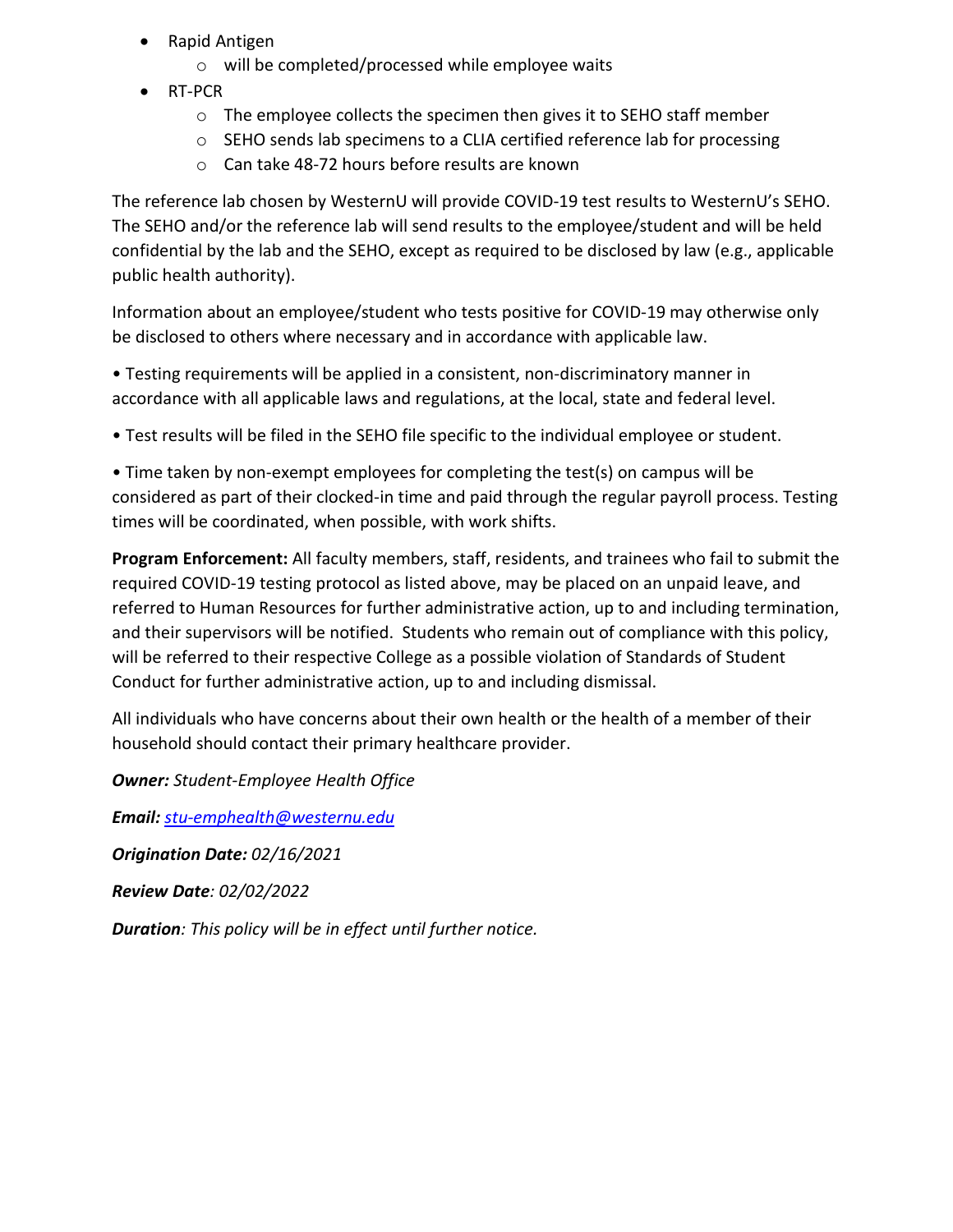- Rapid Antigen
    - will be completed/processed while employee waits
- RT-PCR
    - The employee collects the specimen then gives it to SEHO staff member
    - SEHO sends lab specimens to a CLIA certified reference lab for processing
    - Can take 48-72 hours before results are known

The reference lab chosen by WesternU will provide COVID-19 test results to WesternU's SEHO. The SEHO and/or the reference lab will send results to the employee/student and will be held confidential by the lab and the SEHO, except as required to be disclosed by law (e.g., applicable public health authority).

Information about an employee/student who tests positive for COVID-19 may otherwise only be disclosed to others where necessary and in accordance with applicable law.

• Testing requirements will be applied in a consistent, non-discriminatory manner in accordance with all applicable laws and regulations, at the local, state and federal level.

• Test results will be filed in the SEHO file specific to the individual employee or student.

• Time taken by non-exempt employees for completing the test(s) on campus will be considered as part of their clocked-in time and paid through the regular payroll process. Testing times will be coordinated, when possible, with work shifts.

**Program Enforcement:** All faculty members, staff, residents, and trainees who fail to submit the required COVID-19 testing protocol as listed above, may be placed on an unpaid leave, and referred to Human Resources for further administrative action, up to and including termination, and their supervisors will be notified. Students who remain out of compliance with this policy, will be referred to their respective College as a possible violation of Standards of Student Conduct for further administrative action, up to and including dismissal.

All individuals who have concerns about their own health or the health of a member of their household should contact their primary healthcare provider.

***Owner:*** *Student-Employee Health Office*

***Email:*** *stu-emphealth@westernu.edu*

***Origination Date:*** *02/16/2021*

***Review Date****: 02/02/2022*

***Duration****: This policy will be in effect until further notice.*